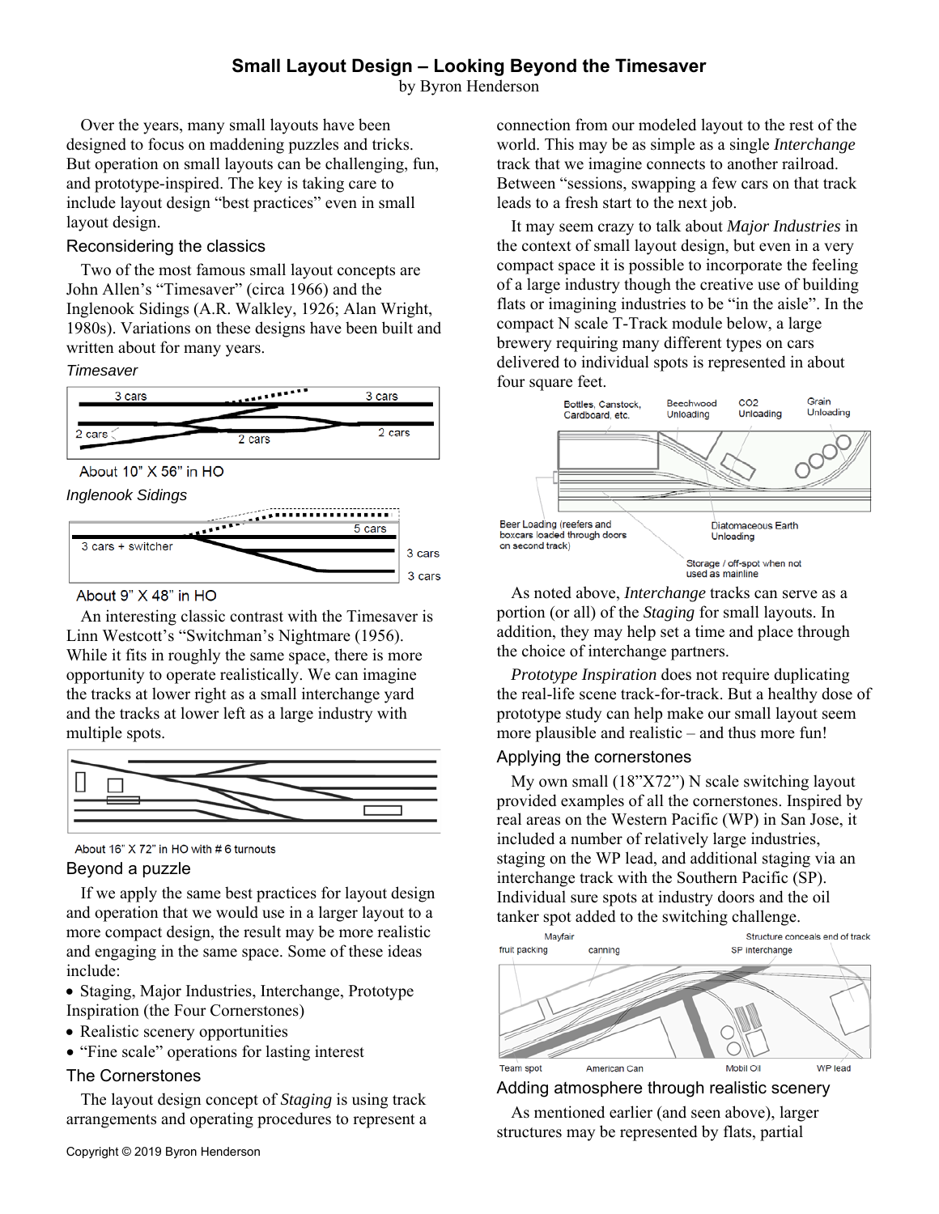# Small Layout Design – Looking Beyond the Timesaver

by Byron Henderson

Over the years, many small layouts have been designed to focus on maddening puzzles and tricks. But operation on small layouts can be challenging, fun, and prototype-inspired. The key is taking care to include layout design "best practices" even in small layout design.

## Reconsidering the classics

Two of the most famous small layout concepts are John Allen's "Timesaver" (circa 1966) and the Inglenook Sidings (A.R. Walkley, 1926; Alan Wright, 1980s). Variations on these designs have been built and written about for many years.

*Timesaver*

About 10" X 56" in HO

*Inglenook Sidings*

About 9" X 48" in HO

An interesting classic contrast with the Timesaver is Linn Westcott's "Switchman's Nightmare (1956). While it fits in roughly the same space, there is more opportunity to operate realistically. We can imagine the tracks at lower right as a small interchange yard and the tracks at lower left as a large industry with multiple spots.

About 16" X 72" in HO with # 6 turnouts

## Beyond a puzzle

If we apply the same best practices for layout design and operation that we would use in a larger layout to a more compact design, the result may be more realistic and engaging in the same space. Some of these ideas include:

- Staging, Major Industries, Interchange, Prototype Inspiration (the Four Cornerstones)
- Realistic scenery opportunities
- "Fine scale" operations for lasting interest

## The Cornerstones

The layout design concept of *Staging* is using track arrangements and operating procedures to represent a connection from our modeled layout to the rest of the world. This may be as simple as a single *Interchange* track that we imagine connects to another railroad. Between "sessions, swapping a few cars on that track leads to a fresh start to the next job.

It may seem crazy to talk about *Major Industries* in the context of small layout design, but even in a very compact space it is possible to incorporate the feeling of a large industry though the creative use of building flats or imagining industries to be "in the aisle". In the compact N scale T-Track module below, a large brewery requiring many different types on cars delivered to individual spots is represented in about four square feet.

As noted above, *Interchange* tracks can serve as a portion (or all) of the *Staging* for small layouts. In addition, they may help set a time and place through the choice of interchange partners.

*Prototype Inspiration* does not require duplicating the real-life scene track-for-track. But a healthy dose of prototype study can help make our small layout seem more plausible and realistic – and thus more fun!

## Applying the cornerstones

My own small (18"X72") N scale switching layout provided examples of all the cornerstones. Inspired by real areas on the Western Pacific (WP) in San Jose, it included a number of relatively large industries, staging on the WP lead, and additional staging via an interchange track with the Southern Pacific (SP). Individual sure spots at industry doors and the oil tanker spot added to the switching challenge.

## Adding atmosphere through realistic scenery

As mentioned earlier (and seen above), larger structures may be represented by flats, partial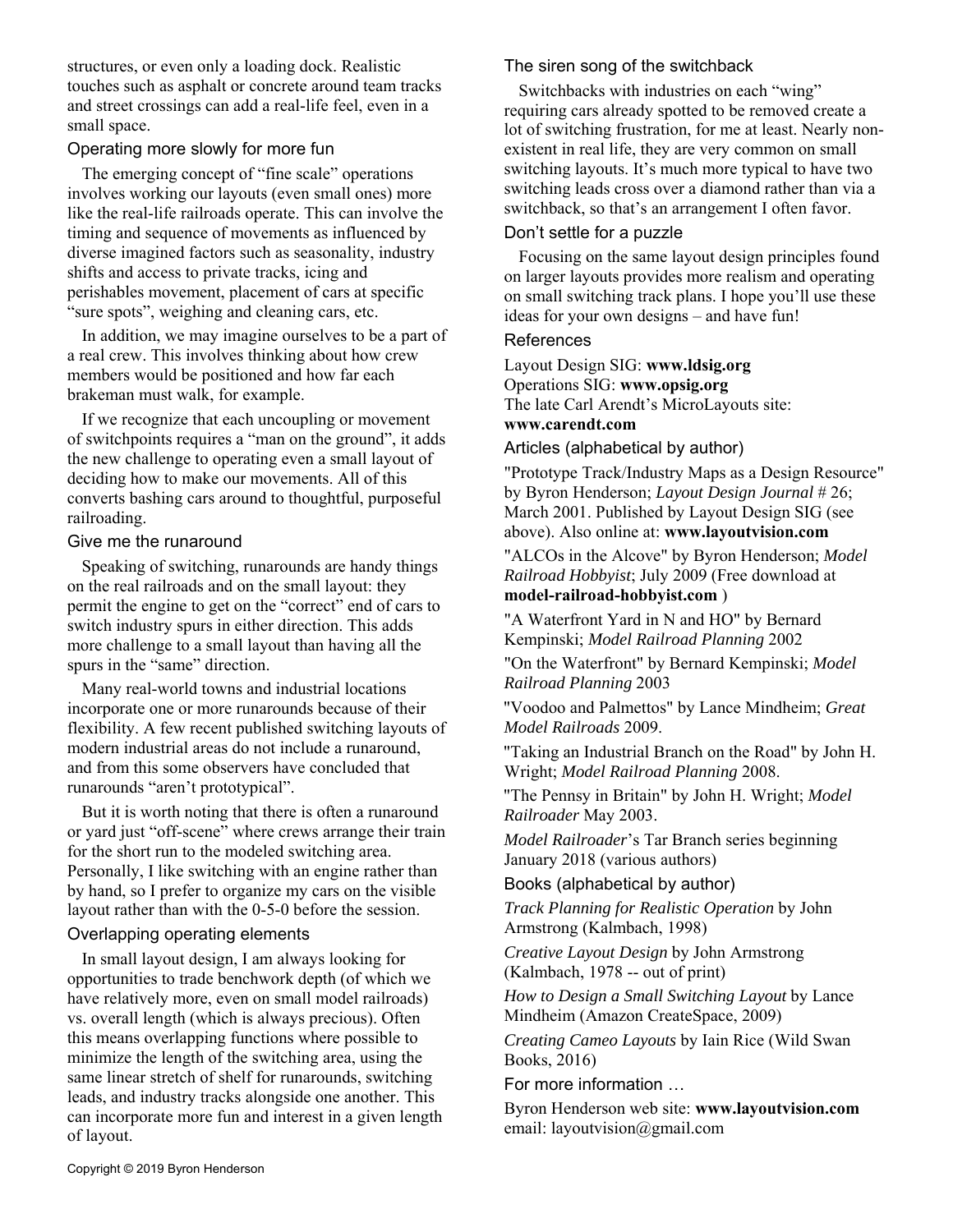structures, or even only a loading dock. Realistic touches such as asphalt or concrete around team tracks and street crossings can add a real-life feel, even in a small space.

### Operating more slowly for more fun

The emerging concept of "fine scale" operations involves working our layouts (even small ones) more like the real-life railroads operate. This can involve the timing and sequence of movements as influenced by diverse imagined factors such as seasonality, industry shifts and access to private tracks, icing and perishables movement, placement of cars at specific "sure spots", weighing and cleaning cars, etc.

In addition, we may imagine ourselves to be a part of a real crew. This involves thinking about how crew members would be positioned and how far each brakeman must walk, for example.

If we recognize that each uncoupling or movement of switchpoints requires a "man on the ground", it adds the new challenge to operating even a small layout of deciding how to make our movements. All of this converts bashing cars around to thoughtful, purposeful railroading.

### Give me the runaround

Speaking of switching, runarounds are handy things on the real railroads and on the small layout: they permit the engine to get on the "correct" end of cars to switch industry spurs in either direction. This adds more challenge to a small layout than having all the spurs in the "same" direction.

Many real-world towns and industrial locations incorporate one or more runarounds because of their flexibility. A few recent published switching layouts of modern industrial areas do not include a runaround, and from this some observers have concluded that runarounds "aren't prototypical".

But it is worth noting that there is often a runaround or yard just "off-scene" where crews arrange their train for the short run to the modeled switching area. Personally, I like switching with an engine rather than by hand, so I prefer to organize my cars on the visible layout rather than with the 0-5-0 before the session.

### Overlapping operating elements

In small layout design, I am always looking for opportunities to trade benchwork depth (of which we have relatively more, even on small model railroads) vs. overall length (which is always precious). Often this means overlapping functions where possible to minimize the length of the switching area, using the same linear stretch of shelf for runarounds, switching leads, and industry tracks alongside one another. This can incorporate more fun and interest in a given length of layout.

### The siren song of the switchback

Switchbacks with industries on each "wing" requiring cars already spotted to be removed create a lot of switching frustration, for me at least. Nearly non-existent in real life, they are very common on small switching layouts. It's much more typical to have two switching leads cross over a diamond rather than via a switchback, so that's an arrangement I often favor.

### Don't settle for a puzzle

Focusing on the same layout design principles found on larger layouts provides more realism and operating on small switching track plans. I hope you'll use these ideas for your own designs – and have fun!

### References

Layout Design SIG: **www.ldsig.org**
Operations SIG: **www.opsig.org**
The late Carl Arendt's MicroLayouts site: **www.carendt.com**

### Articles (alphabetical by author)

"Prototype Track/Industry Maps as a Design Resource" by Byron Henderson; *Layout Design Journal* # 26; March 2001. Published by Layout Design SIG (see above). Also online at: **www.layoutvision.com**

"ALCOs in the Alcove" by Byron Henderson; *Model Railroad Hobbyist*; July 2009 (Free download at **model-railroad-hobbyist.com** )

"A Waterfront Yard in N and HO" by Bernard Kempinski; *Model Railroad Planning* 2002

"On the Waterfront" by Bernard Kempinski; *Model Railroad Planning* 2003

"Voodoo and Palmettos" by Lance Mindheim; *Great Model Railroads* 2009.

"Taking an Industrial Branch on the Road" by John H. Wright; *Model Railroad Planning* 2008.

"The Pennsy in Britain" by John H. Wright; *Model Railroader* May 2003.

*Model Railroader*'s Tar Branch series beginning January 2018 (various authors)

### Books (alphabetical by author)

*Track Planning for Realistic Operation* by John Armstrong (Kalmbach, 1998)

*Creative Layout Design* by John Armstrong (Kalmbach, 1978 -- out of print)

*How to Design a Small Switching Layout* by Lance Mindheim (Amazon CreateSpace, 2009)

*Creating Cameo Layouts* by Iain Rice (Wild Swan Books, 2016)

### For more information …

Byron Henderson web site: **www.layoutvision.com**
email: layoutvision@gmail.com

Copyright © 2019 Byron Henderson